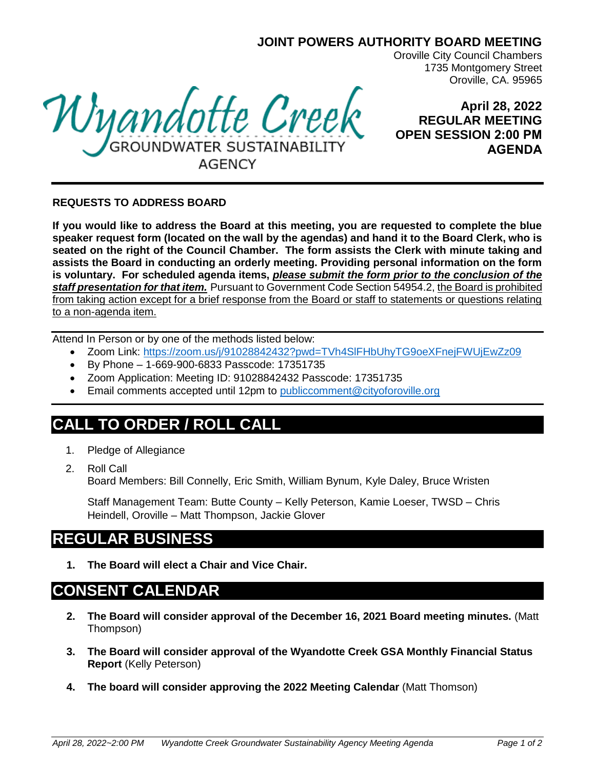# JOINT POWERS AUTHORITY BOARD MEETING

Oroville City Council Chambers
1735 Montgomery Street
Oroville, CA. 95965

Wyandotte Creek GROUNDWATER SUSTAINABILITY AGENCY

**April 28, 2022**
**REGULAR MEETING**
**OPEN SESSION 2:00 PM**
**AGENDA**

---

**REQUESTS TO ADDRESS BOARD**

**If you would like to address the Board at this meeting, you are requested to complete the blue speaker request form (located on the wall by the agendas) and hand it to the Board Clerk, who is seated on the right of the Council Chamber. The form assists the Clerk with minute taking and assists the Board in conducting an orderly meeting. Providing personal information on the form is voluntary. For scheduled agenda items, *please submit the form prior to the conclusion of the staff presentation for that item.*** Pursuant to Government Code Section 54954.2, the Board is prohibited from taking action except for a brief response from the Board or staff to statements or questions relating to a non-agenda item.

---

Attend In Person or by one of the methods listed below:

- Zoom Link: https://zoom.us/j/91028842432?pwd=TVh4SlFHbUhyTG9oeXFnejFWUjEwZz09
- By Phone – 1-669-900-6833 Passcode: 17351735
- Zoom Application: Meeting ID: 91028842432 Passcode: 17351735
- Email comments accepted until 12pm to publiccomment@cityoforoville.org

---

## CALL TO ORDER / ROLL CALL

1. Pledge of Allegiance
2. Roll Call
   Board Members: Bill Connelly, Eric Smith, William Bynum, Kyle Daley, Bruce Wristen

   Staff Management Team: Butte County – Kelly Peterson, Kamie Loeser, TWSD – Chris Heindell, Oroville – Matt Thompson, Jackie Glover

## REGULAR BUSINESS

1. **The Board will elect a Chair and Vice Chair.**

## CONSENT CALENDAR

2. **The Board will consider approval of the December 16, 2021 Board meeting minutes.** (Matt Thompson)
3. **The Board will consider approval of the Wyandotte Creek GSA Monthly Financial Status Report** (Kelly Peterson)
4. **The board will consider approving the 2022 Meeting Calendar** (Matt Thomson)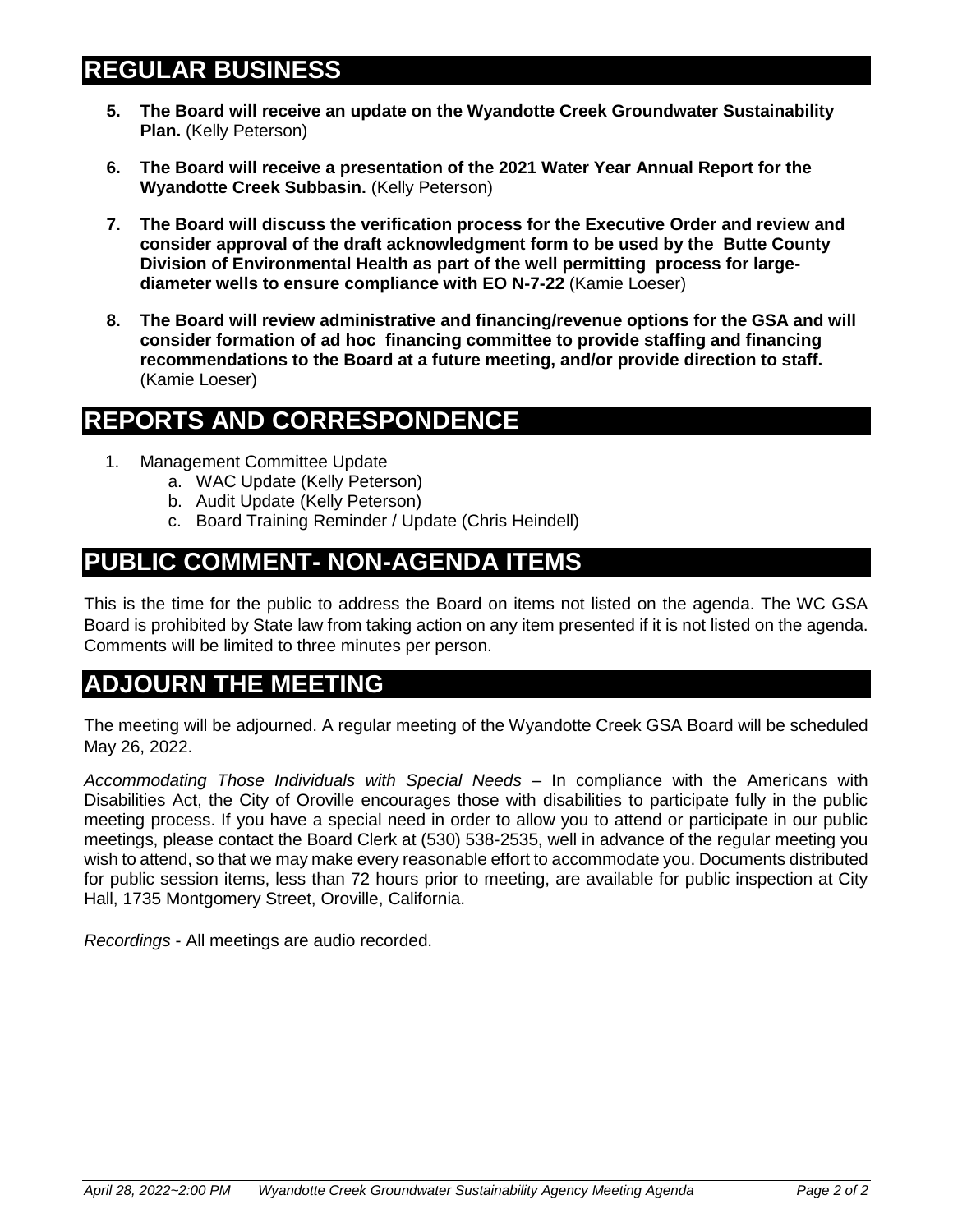## REGULAR BUSINESS

5. **The Board will receive an update on the Wyandotte Creek Groundwater Sustainability Plan.** (Kelly Peterson)

6. **The Board will receive a presentation of the 2021 Water Year Annual Report for the Wyandotte Creek Subbasin.** (Kelly Peterson)

7. **The Board will discuss the verification process for the Executive Order and review and consider approval of the draft acknowledgment form to be used by the Butte County Division of Environmental Health as part of the well permitting process for large-diameter wells to ensure compliance with EO N-7-22** (Kamie Loeser)

8. **The Board will review administrative and financing/revenue options for the GSA and will consider formation of ad hoc financing committee to provide staffing and financing recommendations to the Board at a future meeting, and/or provide direction to staff.** (Kamie Loeser)

## REPORTS AND CORRESPONDENCE

1. Management Committee Update
   a. WAC Update (Kelly Peterson)
   b. Audit Update (Kelly Peterson)
   c. Board Training Reminder / Update (Chris Heindell)

## PUBLIC COMMENT- NON-AGENDA ITEMS

This is the time for the public to address the Board on items not listed on the agenda. The WC GSA Board is prohibited by State law from taking action on any item presented if it is not listed on the agenda. Comments will be limited to three minutes per person.

## ADJOURN THE MEETING

The meeting will be adjourned. A regular meeting of the Wyandotte Creek GSA Board will be scheduled May 26, 2022.

*Accommodating Those Individuals with Special Needs* – In compliance with the Americans with Disabilities Act, the City of Oroville encourages those with disabilities to participate fully in the public meeting process. If you have a special need in order to allow you to attend or participate in our public meetings, please contact the Board Clerk at (530) 538-2535, well in advance of the regular meeting you wish to attend, so that we may make every reasonable effort to accommodate you. Documents distributed for public session items, less than 72 hours prior to meeting, are available for public inspection at City Hall, 1735 Montgomery Street, Oroville, California.

*Recordings* - All meetings are audio recorded.